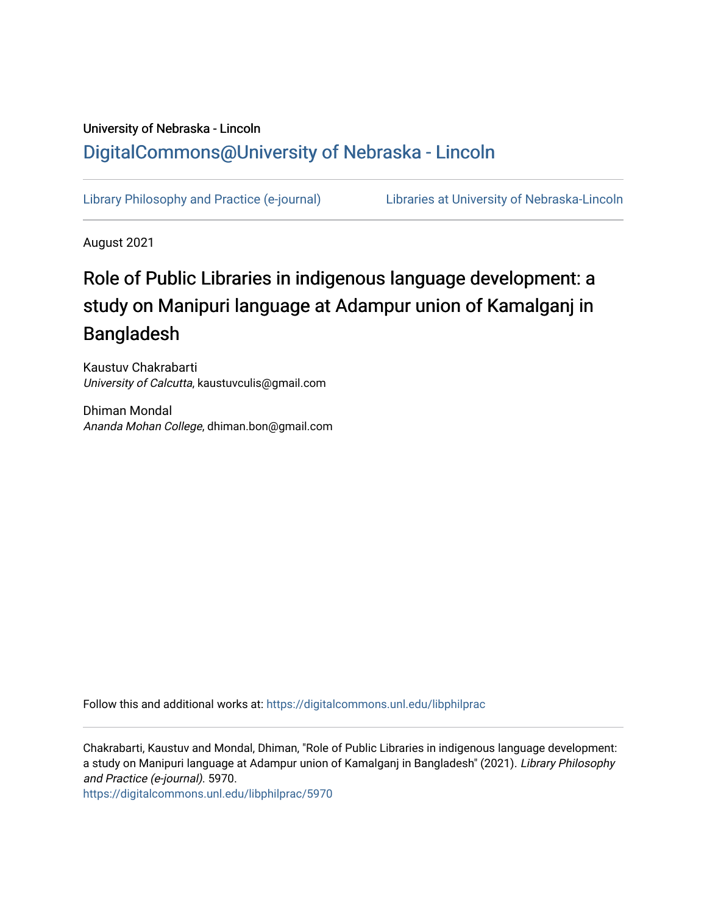University of Nebraska - Lincoln

DigitalCommons@University of Nebraska - Lincoln

Library Philosophy and Practice (e-journal) | Libraries at University of Nebraska-Lincoln

August 2021

# Role of Public Libraries in indigenous language development: a study on Manipuri language at Adampur union of Kamalganj in Bangladesh

Kaustuv Chakrabarti
*University of Calcutta*, kaustuvculis@gmail.com

Dhiman Mondal
*Ananda Mohan College*, dhiman.bon@gmail.com

Follow this and additional works at: https://digitalcommons.unl.edu/libphilprac

Chakrabarti, Kaustuv and Mondal, Dhiman, "Role of Public Libraries in indigenous language development: a study on Manipuri language at Adampur union of Kamalganj in Bangladesh" (2021). *Library Philosophy and Practice (e-journal)*. 5970.
https://digitalcommons.unl.edu/libphilprac/5970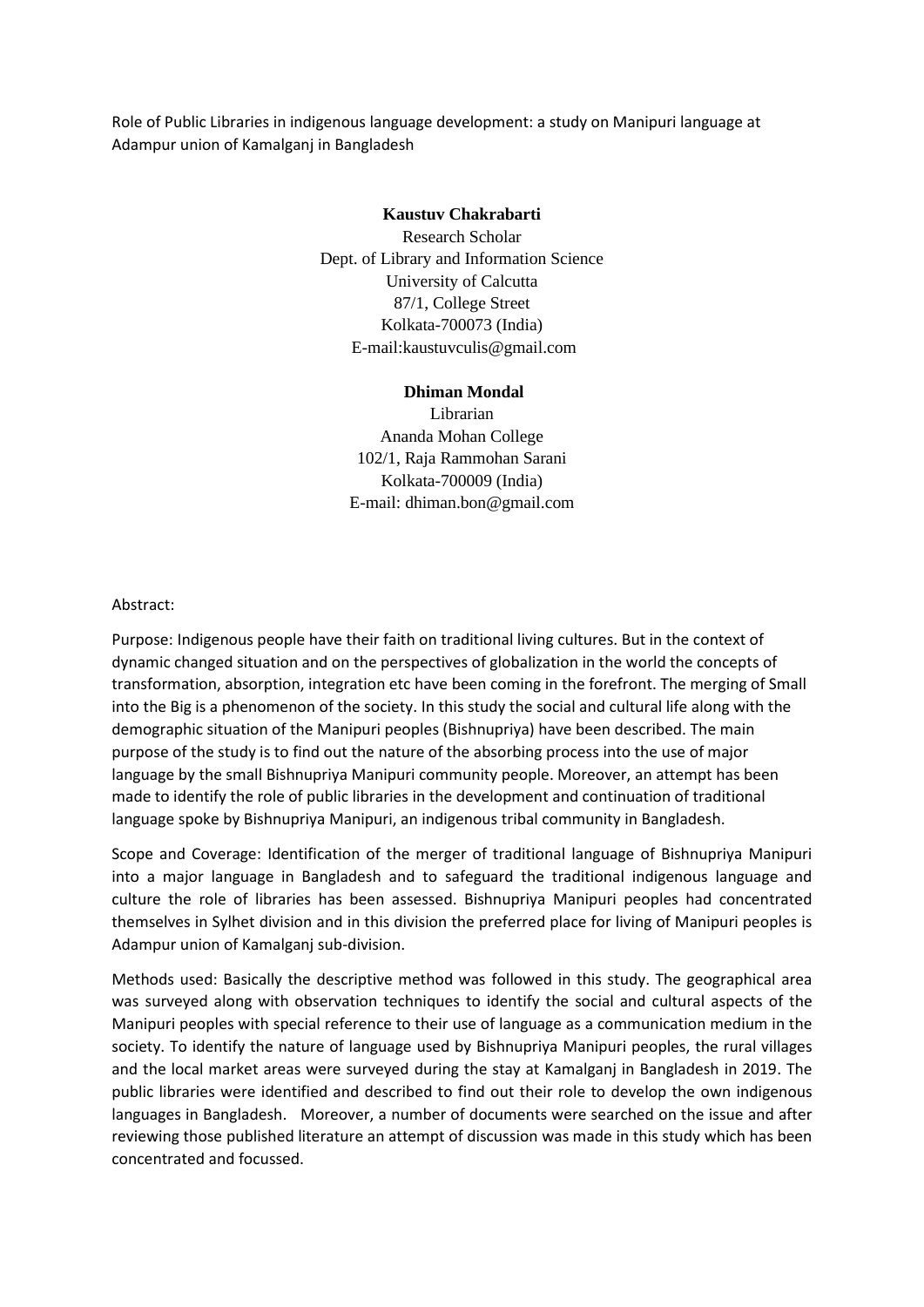Role of Public Libraries in indigenous language development: a study on Manipuri language at Adampur union of Kamalganj in Bangladesh

**Kaustuv Chakrabarti**
Research Scholar
Dept. of Library and Information Science
University of Calcutta
87/1, College Street
Kolkata-700073 (India)
E-mail:kaustuvculis@gmail.com

**Dhiman Mondal**
Librarian
Ananda Mohan College
102/1, Raja Rammohan Sarani
Kolkata-700009 (India)
E-mail: dhiman.bon@gmail.com

Abstract:

Purpose: Indigenous people have their faith on traditional living cultures. But in the context of dynamic changed situation and on the perspectives of globalization in the world the concepts of transformation, absorption, integration etc have been coming in the forefront. The merging of Small into the Big is a phenomenon of the society. In this study the social and cultural life along with the demographic situation of the Manipuri peoples (Bishnupriya) have been described. The main purpose of the study is to find out the nature of the absorbing process into the use of major language by the small Bishnupriya Manipuri community people. Moreover, an attempt has been made to identify the role of public libraries in the development and continuation of traditional language spoke by Bishnupriya Manipuri, an indigenous tribal community in Bangladesh.

Scope and Coverage: Identification of the merger of traditional language of Bishnupriya Manipuri into a major language in Bangladesh and to safeguard the traditional indigenous language and culture the role of libraries has been assessed. Bishnupriya Manipuri peoples had concentrated themselves in Sylhet division and in this division the preferred place for living of Manipuri peoples is Adampur union of Kamalganj sub-division.

Methods used: Basically the descriptive method was followed in this study. The geographical area was surveyed along with observation techniques to identify the social and cultural aspects of the Manipuri peoples with special reference to their use of language as a communication medium in the society. To identify the nature of language used by Bishnupriya Manipuri peoples, the rural villages and the local market areas were surveyed during the stay at Kamalganj in Bangladesh in 2019. The public libraries were identified and described to find out their role to develop the own indigenous languages in Bangladesh. Moreover, a number of documents were searched on the issue and after reviewing those published literature an attempt of discussion was made in this study which has been concentrated and focussed.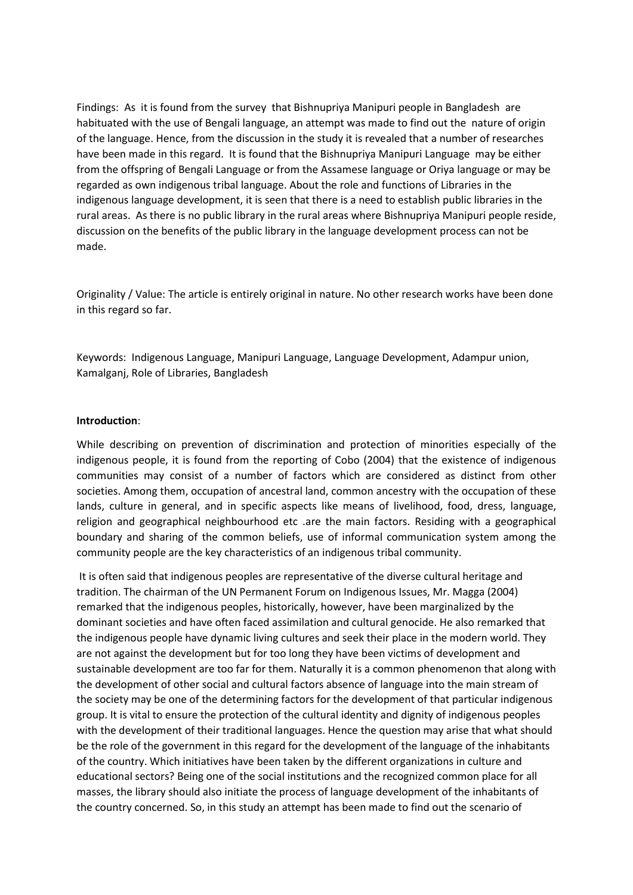Findings: As it is found from the survey that Bishnupriya Manipuri people in Bangladesh are habituated with the use of Bengali language, an attempt was made to find out the nature of origin of the language. Hence, from the discussion in the study it is revealed that a number of researches have been made in this regard. It is found that the Bishnupriya Manipuri Language may be either from the offspring of Bengali Language or from the Assamese language or Oriya language or may be regarded as own indigenous tribal language. About the role and functions of Libraries in the indigenous language development, it is seen that there is a need to establish public libraries in the rural areas. As there is no public library in the rural areas where Bishnupriya Manipuri people reside, discussion on the benefits of the public library in the language development process can not be made.

Originality / Value: The article is entirely original in nature. No other research works have been done in this regard so far.

Keywords: Indigenous Language, Manipuri Language, Language Development, Adampur union, Kamalganj, Role of Libraries, Bangladesh

**Introduction**:

While describing on prevention of discrimination and protection of minorities especially of the indigenous people, it is found from the reporting of Cobo (2004) that the existence of indigenous communities may consist of a number of factors which are considered as distinct from other societies. Among them, occupation of ancestral land, common ancestry with the occupation of these lands, culture in general, and in specific aspects like means of livelihood, food, dress, language, religion and geographical neighbourhood etc .are the main factors. Residing with a geographical boundary and sharing of the common beliefs, use of informal communication system among the community people are the key characteristics of an indigenous tribal community.

It is often said that indigenous peoples are representative of the diverse cultural heritage and tradition. The chairman of the UN Permanent Forum on Indigenous Issues, Mr. Magga (2004) remarked that the indigenous peoples, historically, however, have been marginalized by the dominant societies and have often faced assimilation and cultural genocide. He also remarked that the indigenous people have dynamic living cultures and seek their place in the modern world. They are not against the development but for too long they have been victims of development and sustainable development are too far for them. Naturally it is a common phenomenon that along with the development of other social and cultural factors absence of language into the main stream of the society may be one of the determining factors for the development of that particular indigenous group. It is vital to ensure the protection of the cultural identity and dignity of indigenous peoples with the development of their traditional languages. Hence the question may arise that what should be the role of the government in this regard for the development of the language of the inhabitants of the country. Which initiatives have been taken by the different organizations in culture and educational sectors? Being one of the social institutions and the recognized common place for all masses, the library should also initiate the process of language development of the inhabitants of the country concerned. So, in this study an attempt has been made to find out the scenario of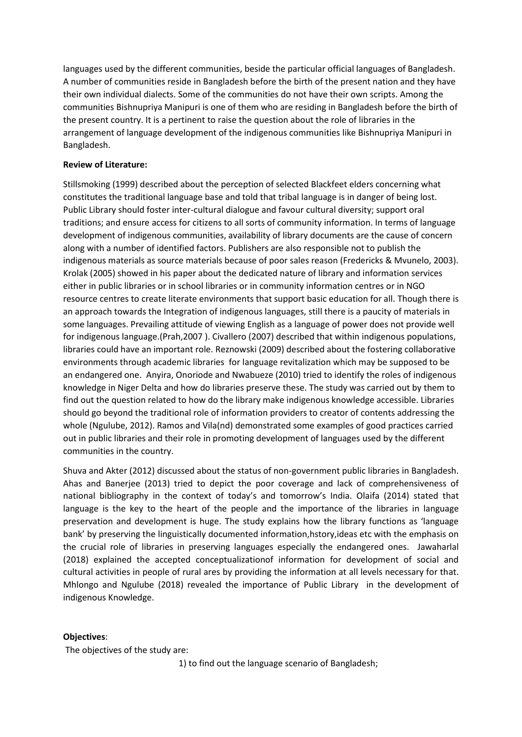languages used by the different communities, beside the particular official languages of Bangladesh. A number of communities reside in Bangladesh before the birth of the present nation and they have their own individual dialects. Some of the communities do not have their own scripts. Among the communities Bishnupriya Manipuri is one of them who are residing in Bangladesh before the birth of the present country. It is a pertinent to raise the question about the role of libraries in the arrangement of language development of the indigenous communities like Bishnupriya Manipuri in Bangladesh.

**Review of Literature:**

Stillsmoking (1999) described about the perception of selected Blackfeet elders concerning what constitutes the traditional language base and told that tribal language is in danger of being lost. Public Library should foster inter-cultural dialogue and favour cultural diversity; support oral traditions; and ensure access for citizens to all sorts of community information. In terms of language development of indigenous communities, availability of library documents are the cause of concern along with a number of identified factors. Publishers are also responsible not to publish the indigenous materials as source materials because of poor sales reason (Fredericks & Mvunelo, 2003). Krolak (2005) showed in his paper about the dedicated nature of library and information services either in public libraries or in school libraries or in community information centres or in NGO resource centres to create literate environments that support basic education for all. Though there is an approach towards the Integration of indigenous languages, still there is a paucity of materials in some languages. Prevailing attitude of viewing English as a language of power does not provide well for indigenous language.(Prah,2007 ). Civallero (2007) described that within indigenous populations, libraries could have an important role. Reznowski (2009) described about the fostering collaborative environments through academic libraries for language revitalization which may be supposed to be an endangered one. Anyira, Onoriode and Nwabueze (2010) tried to identify the roles of indigenous knowledge in Niger Delta and how do libraries preserve these. The study was carried out by them to find out the question related to how do the library make indigenous knowledge accessible. Libraries should go beyond the traditional role of information providers to creator of contents addressing the whole (Ngulube, 2012). Ramos and Vila(nd) demonstrated some examples of good practices carried out in public libraries and their role in promoting development of languages used by the different communities in the country.

Shuva and Akter (2012) discussed about the status of non-government public libraries in Bangladesh. Ahas and Banerjee (2013) tried to depict the poor coverage and lack of comprehensiveness of national bibliography in the context of today's and tomorrow's India. Olaifa (2014) stated that language is the key to the heart of the people and the importance of the libraries in language preservation and development is huge. The study explains how the library functions as 'language bank' by preserving the linguistically documented information,hstory,ideas etc with the emphasis on the crucial role of libraries in preserving languages especially the endangered ones. Jawaharlal (2018) explained the accepted conceptualizationof information for development of social and cultural activities in people of rural ares by providing the information at all levels necessary for that. Mhlongo and Ngulube (2018) revealed the importance of Public Library in the development of indigenous Knowledge.

**Objectives**:

The objectives of the study are:

1) to find out the language scenario of Bangladesh;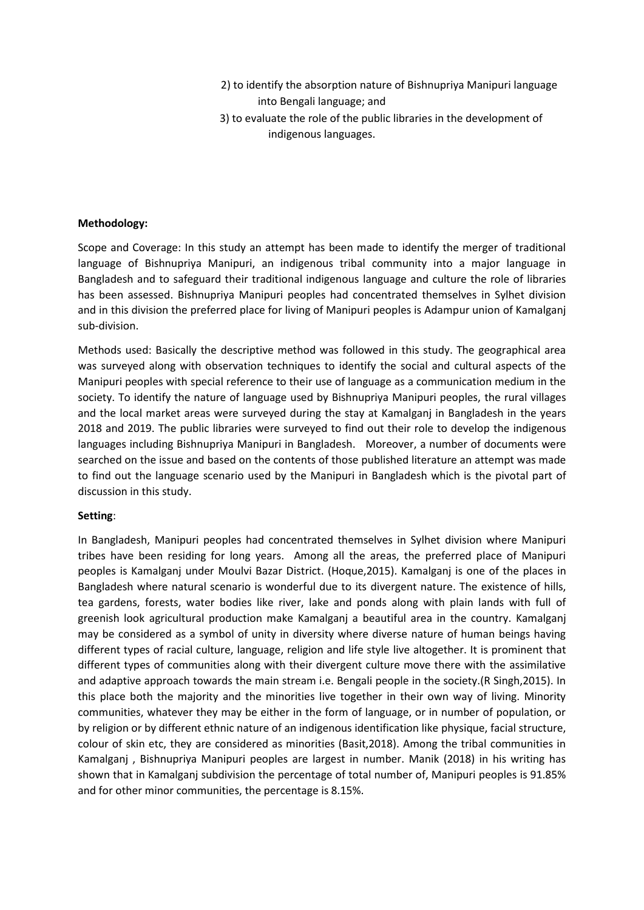2) to identify the absorption nature of Bishnupriya Manipuri language into Bengali language; and

3) to evaluate the role of the public libraries in the development of indigenous languages.

**Methodology:**

Scope and Coverage: In this study an attempt has been made to identify the merger of traditional language of Bishnupriya Manipuri, an indigenous tribal community into a major language in Bangladesh and to safeguard their traditional indigenous language and culture the role of libraries has been assessed. Bishnupriya Manipuri peoples had concentrated themselves in Sylhet division and in this division the preferred place for living of Manipuri peoples is Adampur union of Kamalganj sub-division.

Methods used: Basically the descriptive method was followed in this study. The geographical area was surveyed along with observation techniques to identify the social and cultural aspects of the Manipuri peoples with special reference to their use of language as a communication medium in the society. To identify the nature of language used by Bishnupriya Manipuri peoples, the rural villages and the local market areas were surveyed during the stay at Kamalganj in Bangladesh in the years 2018 and 2019. The public libraries were surveyed to find out their role to develop the indigenous languages including Bishnupriya Manipuri in Bangladesh. Moreover, a number of documents were searched on the issue and based on the contents of those published literature an attempt was made to find out the language scenario used by the Manipuri in Bangladesh which is the pivotal part of discussion in this study.

**Setting**:

In Bangladesh, Manipuri peoples had concentrated themselves in Sylhet division where Manipuri tribes have been residing for long years. Among all the areas, the preferred place of Manipuri peoples is Kamalganj under Moulvi Bazar District. (Hoque,2015). Kamalganj is one of the places in Bangladesh where natural scenario is wonderful due to its divergent nature. The existence of hills, tea gardens, forests, water bodies like river, lake and ponds along with plain lands with full of greenish look agricultural production make Kamalganj a beautiful area in the country. Kamalganj may be considered as a symbol of unity in diversity where diverse nature of human beings having different types of racial culture, language, religion and life style live altogether. It is prominent that different types of communities along with their divergent culture move there with the assimilative and adaptive approach towards the main stream i.e. Bengali people in the society.(R Singh,2015). In this place both the majority and the minorities live together in their own way of living. Minority communities, whatever they may be either in the form of language, or in number of population, or by religion or by different ethnic nature of an indigenous identification like physique, facial structure, colour of skin etc, they are considered as minorities (Basit,2018). Among the tribal communities in Kamalganj , Bishnupriya Manipuri peoples are largest in number. Manik (2018) in his writing has shown that in Kamalganj subdivision the percentage of total number of, Manipuri peoples is 91.85% and for other minor communities, the percentage is 8.15%.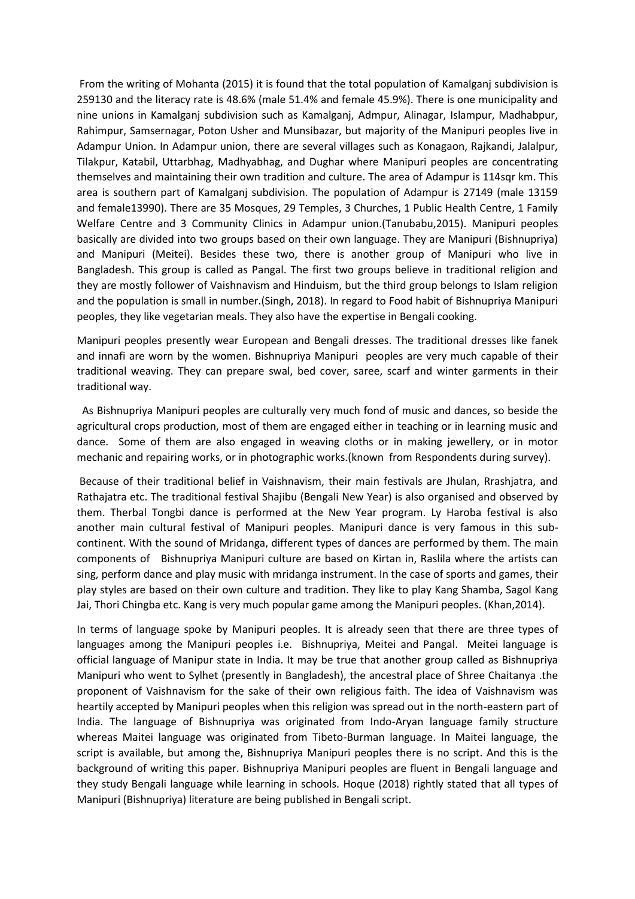From the writing of Mohanta (2015) it is found that the total population of Kamalganj subdivision is 259130 and the literacy rate is 48.6% (male 51.4% and female 45.9%). There is one municipality and nine unions in Kamalganj subdivision such as Kamalganj, Admpur, Alinagar, Islampur, Madhabpur, Rahimpur, Samsernagar, Poton Usher and Munsibazar, but majority of the Manipuri peoples live in Adampur Union. In Adampur union, there are several villages such as Konagaon, Rajkandi, Jalalpur, Tilakpur, Katabil, Uttarbhag, Madhyabhag, and Dughar where Manipuri peoples are concentrating themselves and maintaining their own tradition and culture. The area of Adampur is 114sqr km. This area is southern part of Kamalganj subdivision. The population of Adampur is 27149 (male 13159 and female13990). There are 35 Mosques, 29 Temples, 3 Churches, 1 Public Health Centre, 1 Family Welfare Centre and 3 Community Clinics in Adampur union.(Tanubabu,2015). Manipuri peoples basically are divided into two groups based on their own language. They are Manipuri (Bishnupriya) and Manipuri (Meitei). Besides these two, there is another group of Manipuri who live in Bangladesh. This group is called as Pangal. The first two groups believe in traditional religion and they are mostly follower of Vaishnavism and Hinduism, but the third group belongs to Islam religion and the population is small in number.(Singh, 2018). In regard to Food habit of Bishnupriya Manipuri peoples, they like vegetarian meals. They also have the expertise in Bengali cooking.

Manipuri peoples presently wear European and Bengali dresses. The traditional dresses like fanek and innafi are worn by the women. Bishnupriya Manipuri peoples are very much capable of their traditional weaving. They can prepare swal, bed cover, saree, scarf and winter garments in their traditional way.

As Bishnupriya Manipuri peoples are culturally very much fond of music and dances, so beside the agricultural crops production, most of them are engaged either in teaching or in learning music and dance. Some of them are also engaged in weaving cloths or in making jewellery, or in motor mechanic and repairing works, or in photographic works.(known from Respondents during survey).

Because of their traditional belief in Vaishnavism, their main festivals are Jhulan, Rrashjatra, and Rathajatra etc. The traditional festival Shajibu (Bengali New Year) is also organised and observed by them. Therbal Tongbi dance is performed at the New Year program. Ly Haroba festival is also another main cultural festival of Manipuri peoples. Manipuri dance is very famous in this sub-continent. With the sound of Mridanga, different types of dances are performed by them. The main components of Bishnupriya Manipuri culture are based on Kirtan in, Raslila where the artists can sing, perform dance and play music with mridanga instrument. In the case of sports and games, their play styles are based on their own culture and tradition. They like to play Kang Shamba, Sagol Kang Jai, Thori Chingba etc. Kang is very much popular game among the Manipuri peoples. (Khan,2014).

In terms of language spoke by Manipuri peoples. It is already seen that there are three types of languages among the Manipuri peoples i.e. Bishnupriya, Meitei and Pangal. Meitei language is official language of Manipur state in India. It may be true that another group called as Bishnupriya Manipuri who went to Sylhet (presently in Bangladesh), the ancestral place of Shree Chaitanya .the proponent of Vaishnavism for the sake of their own religious faith. The idea of Vaishnavism was heartily accepted by Manipuri peoples when this religion was spread out in the north-eastern part of India. The language of Bishnupriya was originated from Indo-Aryan language family structure whereas Maitei language was originated from Tibeto-Burman language. In Maitei language, the script is available, but among the, Bishnupriya Manipuri peoples there is no script. And this is the background of writing this paper. Bishnupriya Manipuri peoples are fluent in Bengali language and they study Bengali language while learning in schools. Hoque (2018) rightly stated that all types of Manipuri (Bishnupriya) literature are being published in Bengali script.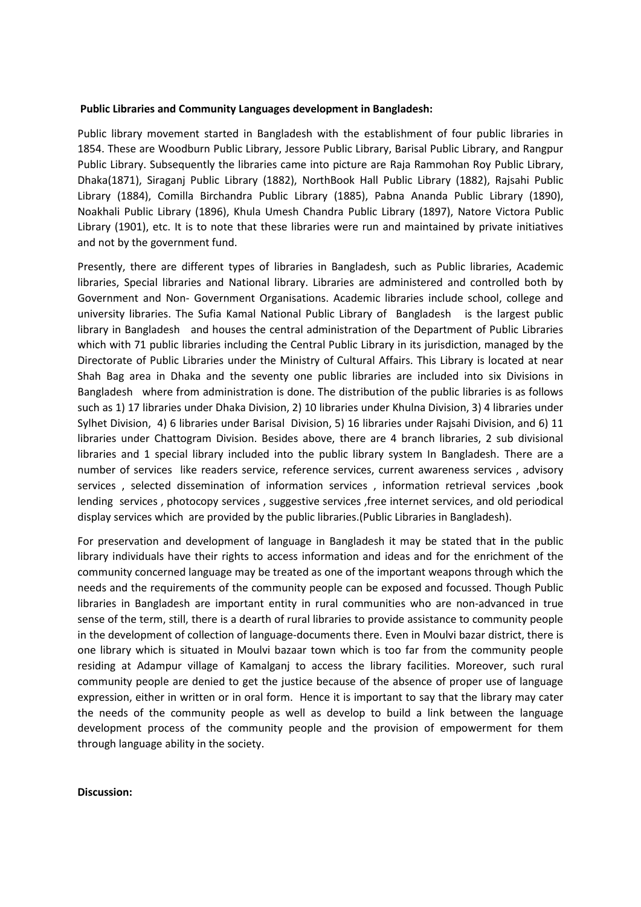**Public Libraries and Community Languages development in Bangladesh:**

Public library movement started in Bangladesh with the establishment of four public libraries in 1854. These are Woodburn Public Library, Jessore Public Library, Barisal Public Library, and Rangpur Public Library. Subsequently the libraries came into picture are Raja Rammohan Roy Public Library, Dhaka(1871), Siraganj Public Library (1882), NorthBook Hall Public Library (1882), Rajsahi Public Library (1884), Comilla Birchandra Public Library (1885), Pabna Ananda Public Library (1890), Noakhali Public Library (1896), Khula Umesh Chandra Public Library (1897), Natore Victora Public Library (1901), etc. It is to note that these libraries were run and maintained by private initiatives and not by the government fund.

Presently, there are different types of libraries in Bangladesh, such as Public libraries, Academic libraries, Special libraries and National library. Libraries are administered and controlled both by Government and Non- Government Organisations. Academic libraries include school, college and university libraries. The Sufia Kamal National Public Library of Bangladesh is the largest public library in Bangladesh and houses the central administration of the Department of Public Libraries which with 71 public libraries including the Central Public Library in its jurisdiction, managed by the Directorate of Public Libraries under the Ministry of Cultural Affairs. This Library is located at near Shah Bag area in Dhaka and the seventy one public libraries are included into six Divisions in Bangladesh where from administration is done. The distribution of the public libraries is as follows such as 1) 17 libraries under Dhaka Division, 2) 10 libraries under Khulna Division, 3) 4 libraries under Sylhet Division, 4) 6 libraries under Barisal Division, 5) 16 libraries under Rajsahi Division, and 6) 11 libraries under Chattogram Division. Besides above, there are 4 branch libraries, 2 sub divisional libraries and 1 special library included into the public library system In Bangladesh. There are a number of services like readers service, reference services, current awareness services , advisory services , selected dissemination of information services , information retrieval services ,book lending services , photocopy services , suggestive services ,free internet services, and old periodical display services which are provided by the public libraries.(Public Libraries in Bangladesh).

For preservation and development of language in Bangladesh it may be stated that in the public library individuals have their rights to access information and ideas and for the enrichment of the community concerned language may be treated as one of the important weapons through which the needs and the requirements of the community people can be exposed and focussed. Though Public libraries in Bangladesh are important entity in rural communities who are non-advanced in true sense of the term, still, there is a dearth of rural libraries to provide assistance to community people in the development of collection of language-documents there. Even in Moulvi bazar district, there is one library which is situated in Moulvi bazaar town which is too far from the community people residing at Adampur village of Kamalganj to access the library facilities. Moreover, such rural community people are denied to get the justice because of the absence of proper use of language expression, either in written or in oral form. Hence it is important to say that the library may cater the needs of the community people as well as develop to build a link between the language development process of the community people and the provision of empowerment for them through language ability in the society.

**Discussion:**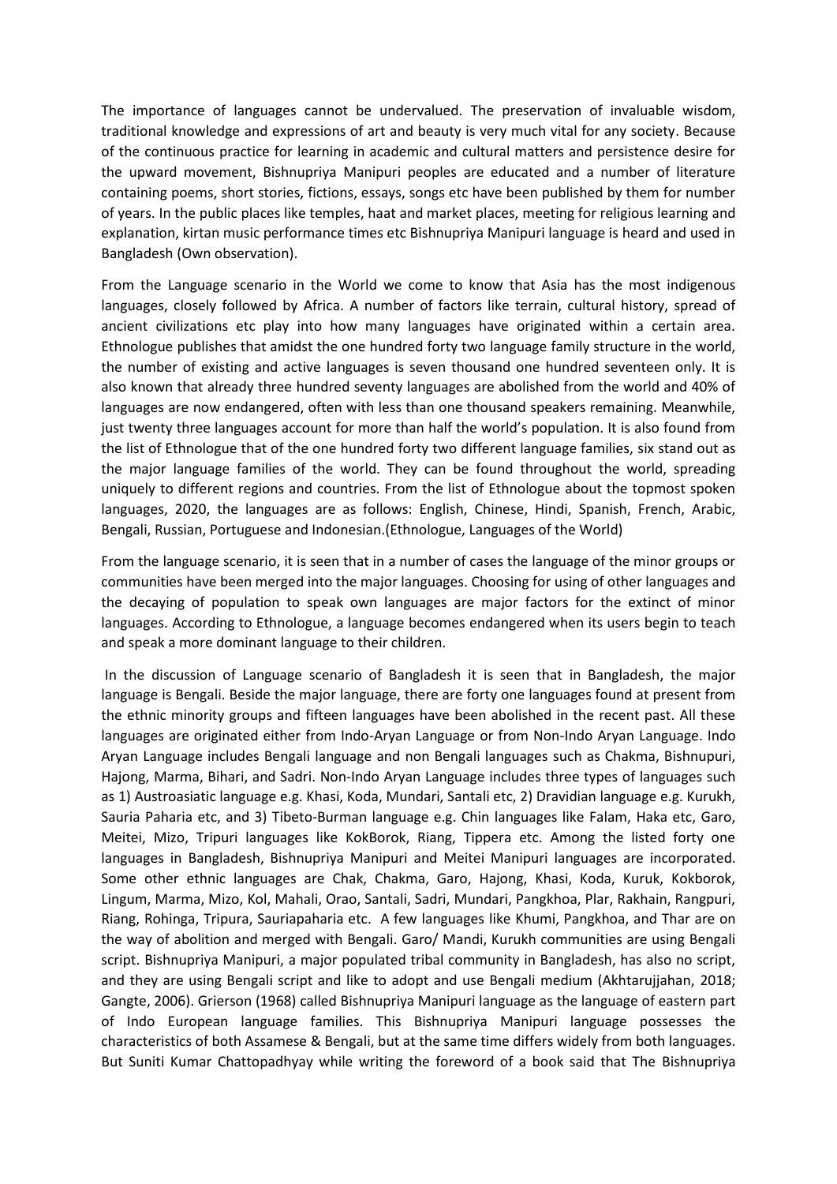The importance of languages cannot be undervalued. The preservation of invaluable wisdom, traditional knowledge and expressions of art and beauty is very much vital for any society. Because of the continuous practice for learning in academic and cultural matters and persistence desire for the upward movement, Bishnupriya Manipuri peoples are educated and a number of literature containing poems, short stories, fictions, essays, songs etc have been published by them for number of years. In the public places like temples, haat and market places, meeting for religious learning and explanation, kirtan music performance times etc Bishnupriya Manipuri language is heard and used in Bangladesh (Own observation).

From the Language scenario in the World we come to know that Asia has the most indigenous languages, closely followed by Africa. A number of factors like terrain, cultural history, spread of ancient civilizations etc play into how many languages have originated within a certain area. Ethnologue publishes that amidst the one hundred forty two language family structure in the world, the number of existing and active languages is seven thousand one hundred seventeen only. It is also known that already three hundred seventy languages are abolished from the world and 40% of languages are now endangered, often with less than one thousand speakers remaining. Meanwhile, just twenty three languages account for more than half the world's population. It is also found from the list of Ethnologue that of the one hundred forty two different language families, six stand out as the major language families of the world. They can be found throughout the world, spreading uniquely to different regions and countries. From the list of Ethnologue about the topmost spoken languages, 2020, the languages are as follows: English, Chinese, Hindi, Spanish, French, Arabic, Bengali, Russian, Portuguese and Indonesian.(Ethnologue, Languages of the World)

From the language scenario, it is seen that in a number of cases the language of the minor groups or communities have been merged into the major languages. Choosing for using of other languages and the decaying of population to speak own languages are major factors for the extinct of minor languages. According to Ethnologue, a language becomes endangered when its users begin to teach and speak a more dominant language to their children.

In the discussion of Language scenario of Bangladesh it is seen that in Bangladesh, the major language is Bengali. Beside the major language, there are forty one languages found at present from the ethnic minority groups and fifteen languages have been abolished in the recent past. All these languages are originated either from Indo-Aryan Language or from Non-Indo Aryan Language. Indo Aryan Language includes Bengali language and non Bengali languages such as Chakma, Bishnupuri, Hajong, Marma, Bihari, and Sadri. Non-Indo Aryan Language includes three types of languages such as 1) Austroasiatic language e.g. Khasi, Koda, Mundari, Santali etc, 2) Dravidian language e.g. Kurukh, Sauria Paharia etc, and 3) Tibeto-Burman language e.g. Chin languages like Falam, Haka etc, Garo, Meitei, Mizo, Tripuri languages like KokBorok, Riang, Tippera etc. Among the listed forty one languages in Bangladesh, Bishnupriya Manipuri and Meitei Manipuri languages are incorporated. Some other ethnic languages are Chak, Chakma, Garo, Hajong, Khasi, Koda, Kuruk, Kokborok, Lingum, Marma, Mizo, Kol, Mahali, Orao, Santali, Sadri, Mundari, Pangkhoa, Plar, Rakhain, Rangpuri, Riang, Rohinga, Tripura, Sauriapaharia etc. A few languages like Khumi, Pangkhoa, and Thar are on the way of abolition and merged with Bengali. Garo/ Mandi, Kurukh communities are using Bengali script. Bishnupriya Manipuri, a major populated tribal community in Bangladesh, has also no script, and they are using Bengali script and like to adopt and use Bengali medium (Akhtarujjahan, 2018; Gangte, 2006). Grierson (1968) called Bishnupriya Manipuri language as the language of eastern part of Indo European language families. This Bishnupriya Manipuri language possesses the characteristics of both Assamese & Bengali, but at the same time differs widely from both languages. But Suniti Kumar Chattopadhyay while writing the foreword of a book said that The Bishnupriya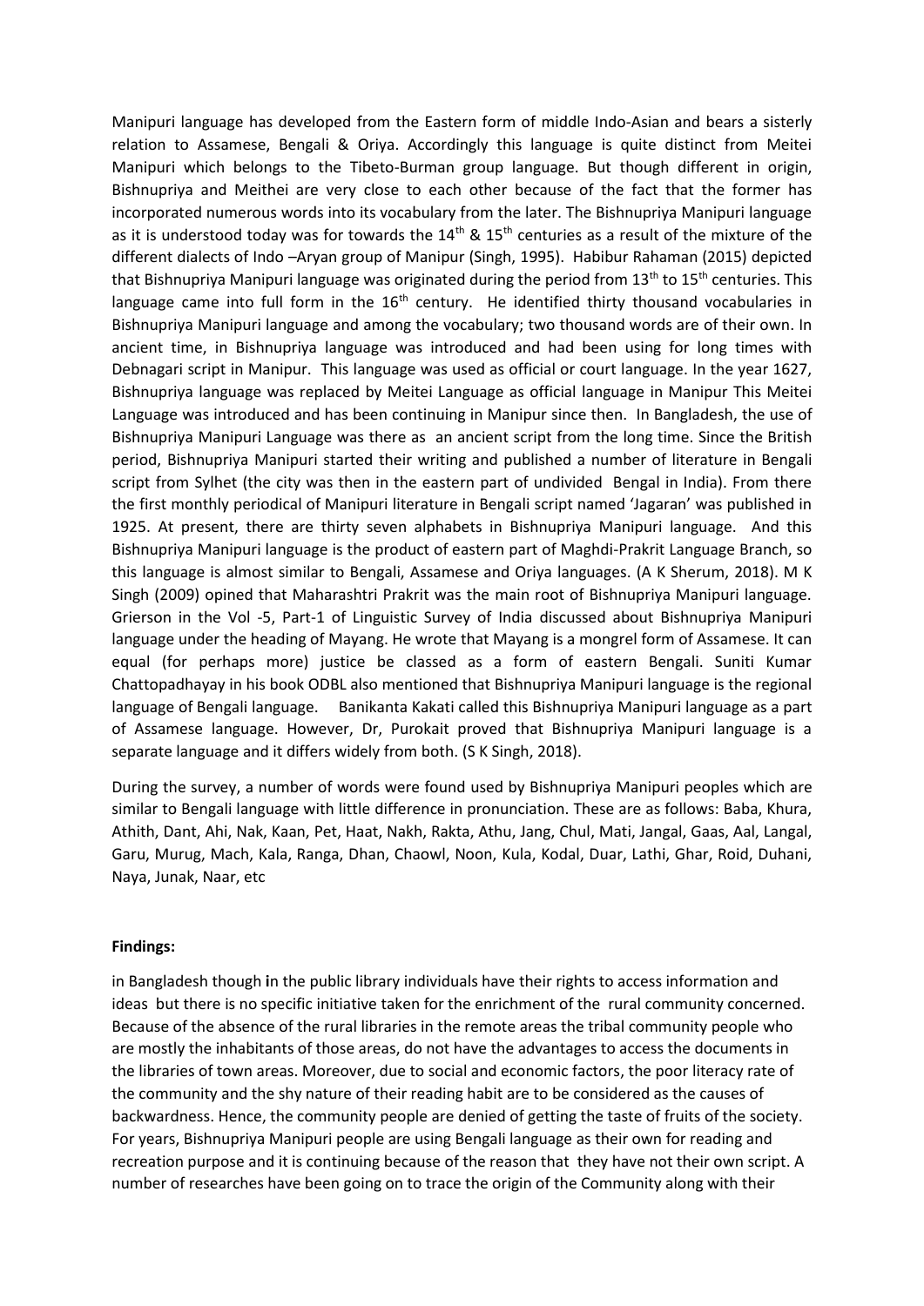Manipuri language has developed from the Eastern form of middle Indo-Asian and bears a sisterly relation to Assamese, Bengali & Oriya. Accordingly this language is quite distinct from Meitei Manipuri which belongs to the Tibeto-Burman group language. But though different in origin, Bishnupriya and Meithei are very close to each other because of the fact that the former has incorporated numerous words into its vocabulary from the later. The Bishnupriya Manipuri language as it is understood today was for towards the $14^{th}$ & $15^{th}$ centuries as a result of the mixture of the different dialects of Indo –Aryan group of Manipur (Singh, 1995). Habibur Rahaman (2015) depicted that Bishnupriya Manipuri language was originated during the period from $13^{th}$ to $15^{th}$ centuries. This language came into full form in the $16^{th}$ century. He identified thirty thousand vocabularies in Bishnupriya Manipuri language and among the vocabulary; two thousand words are of their own. In ancient time, in Bishnupriya language was introduced and had been using for long times with Debnagari script in Manipur. This language was used as official or court language. In the year 1627, Bishnupriya language was replaced by Meitei Language as official language in Manipur This Meitei Language was introduced and has been continuing in Manipur since then. In Bangladesh, the use of Bishnupriya Manipuri Language was there as an ancient script from the long time. Since the British period, Bishnupriya Manipuri started their writing and published a number of literature in Bengali script from Sylhet (the city was then in the eastern part of undivided Bengal in India). From there the first monthly periodical of Manipuri literature in Bengali script named 'Jagaran' was published in 1925. At present, there are thirty seven alphabets in Bishnupriya Manipuri language. And this Bishnupriya Manipuri language is the product of eastern part of Maghdi-Prakrit Language Branch, so this language is almost similar to Bengali, Assamese and Oriya languages. (A K Sherum, 2018). M K Singh (2009) opined that Maharashtri Prakrit was the main root of Bishnupriya Manipuri language. Grierson in the Vol -5, Part-1 of Linguistic Survey of India discussed about Bishnupriya Manipuri language under the heading of Mayang. He wrote that Mayang is a mongrel form of Assamese. It can equal (for perhaps more) justice be classed as a form of eastern Bengali. Suniti Kumar Chattopadhayay in his book ODBL also mentioned that Bishnupriya Manipuri language is the regional language of Bengali language. Banikanta Kakati called this Bishnupriya Manipuri language as a part of Assamese language. However, Dr, Purokait proved that Bishnupriya Manipuri language is a separate language and it differs widely from both. (S K Singh, 2018).

During the survey, a number of words were found used by Bishnupriya Manipuri peoples which are similar to Bengali language with little difference in pronunciation. These are as follows: Baba, Khura, Athith, Dant, Ahi, Nak, Kaan, Pet, Haat, Nakh, Rakta, Athu, Jang, Chul, Mati, Jangal, Gaas, Aal, Langal, Garu, Murug, Mach, Kala, Ranga, Dhan, Chaowl, Noon, Kula, Kodal, Duar, Lathi, Ghar, Roid, Duhani, Naya, Junak, Naar, etc

**Findings:**

in Bangladesh though in the public library individuals have their rights to access information and ideas but there is no specific initiative taken for the enrichment of the rural community concerned. Because of the absence of the rural libraries in the remote areas the tribal community people who are mostly the inhabitants of those areas, do not have the advantages to access the documents in the libraries of town areas. Moreover, due to social and economic factors, the poor literacy rate of the community and the shy nature of their reading habit are to be considered as the causes of backwardness. Hence, the community people are denied of getting the taste of fruits of the society. For years, Bishnupriya Manipuri people are using Bengali language as their own for reading and recreation purpose and it is continuing because of the reason that they have not their own script. A number of researches have been going on to trace the origin of the Community along with their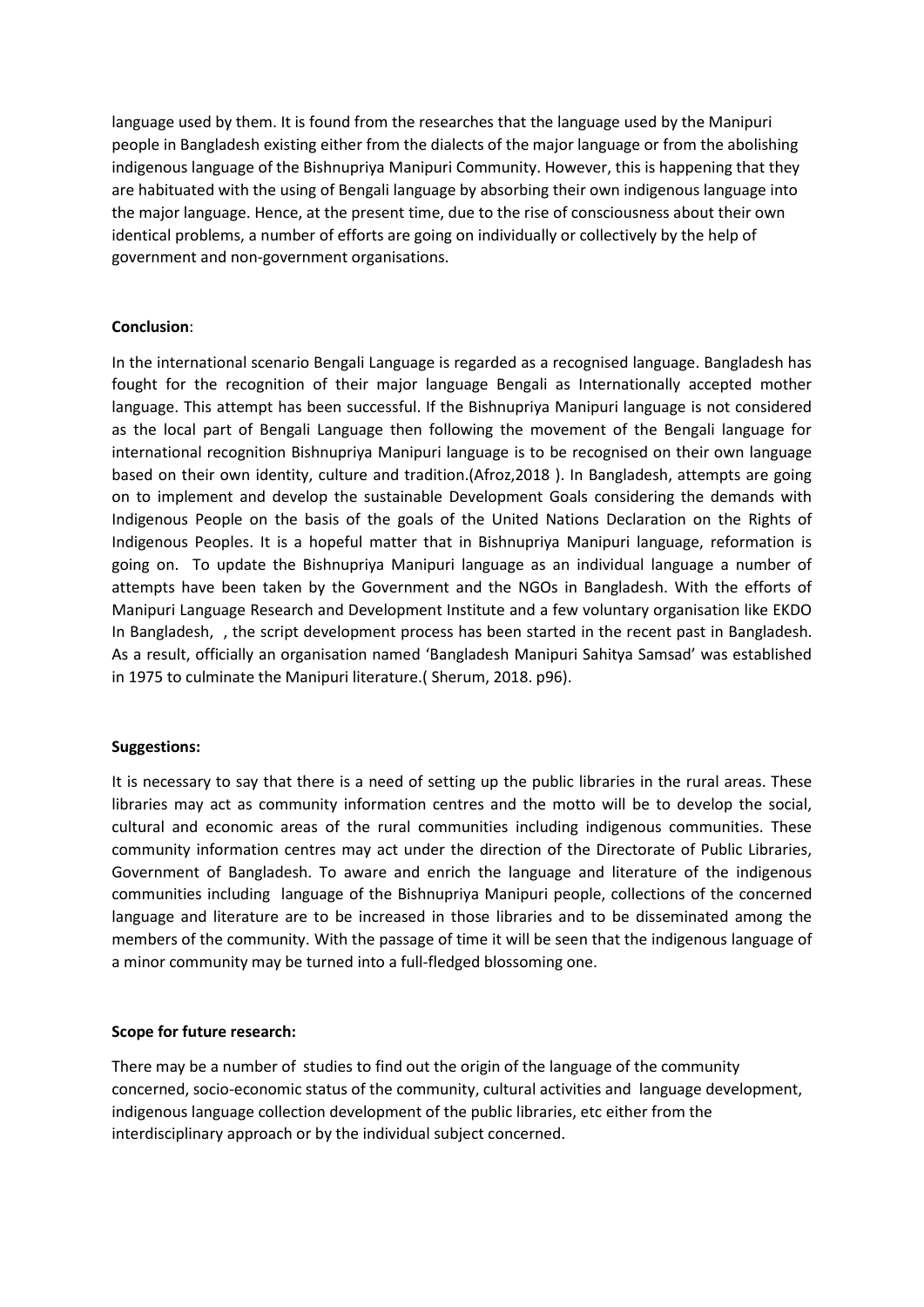language used by them. It is found from the researches that the language used by the Manipuri people in Bangladesh existing either from the dialects of the major language or from the abolishing indigenous language of the Bishnupriya Manipuri Community. However, this is happening that they are habituated with the using of Bengali language by absorbing their own indigenous language into the major language. Hence, at the present time, due to the rise of consciousness about their own identical problems, a number of efforts are going on individually or collectively by the help of government and non-government organisations.

**Conclusion**:

In the international scenario Bengali Language is regarded as a recognised language. Bangladesh has fought for the recognition of their major language Bengali as Internationally accepted mother language. This attempt has been successful. If the Bishnupriya Manipuri language is not considered as the local part of Bengali Language then following the movement of the Bengali language for international recognition Bishnupriya Manipuri language is to be recognised on their own language based on their own identity, culture and tradition.(Afroz,2018 ). In Bangladesh, attempts are going on to implement and develop the sustainable Development Goals considering the demands with Indigenous People on the basis of the goals of the United Nations Declaration on the Rights of Indigenous Peoples. It is a hopeful matter that in Bishnupriya Manipuri language, reformation is going on. To update the Bishnupriya Manipuri language as an individual language a number of attempts have been taken by the Government and the NGOs in Bangladesh. With the efforts of Manipuri Language Research and Development Institute and a few voluntary organisation like EKDO In Bangladesh, , the script development process has been started in the recent past in Bangladesh. As a result, officially an organisation named 'Bangladesh Manipuri Sahitya Samsad' was established in 1975 to culminate the Manipuri literature.( Sherum, 2018. p96).

**Suggestions:**

It is necessary to say that there is a need of setting up the public libraries in the rural areas. These libraries may act as community information centres and the motto will be to develop the social, cultural and economic areas of the rural communities including indigenous communities. These community information centres may act under the direction of the Directorate of Public Libraries, Government of Bangladesh. To aware and enrich the language and literature of the indigenous communities including language of the Bishnupriya Manipuri people, collections of the concerned language and literature are to be increased in those libraries and to be disseminated among the members of the community. With the passage of time it will be seen that the indigenous language of a minor community may be turned into a full-fledged blossoming one.

**Scope for future research:**

There may be a number of studies to find out the origin of the language of the community concerned, socio-economic status of the community, cultural activities and language development, indigenous language collection development of the public libraries, etc either from the interdisciplinary approach or by the individual subject concerned.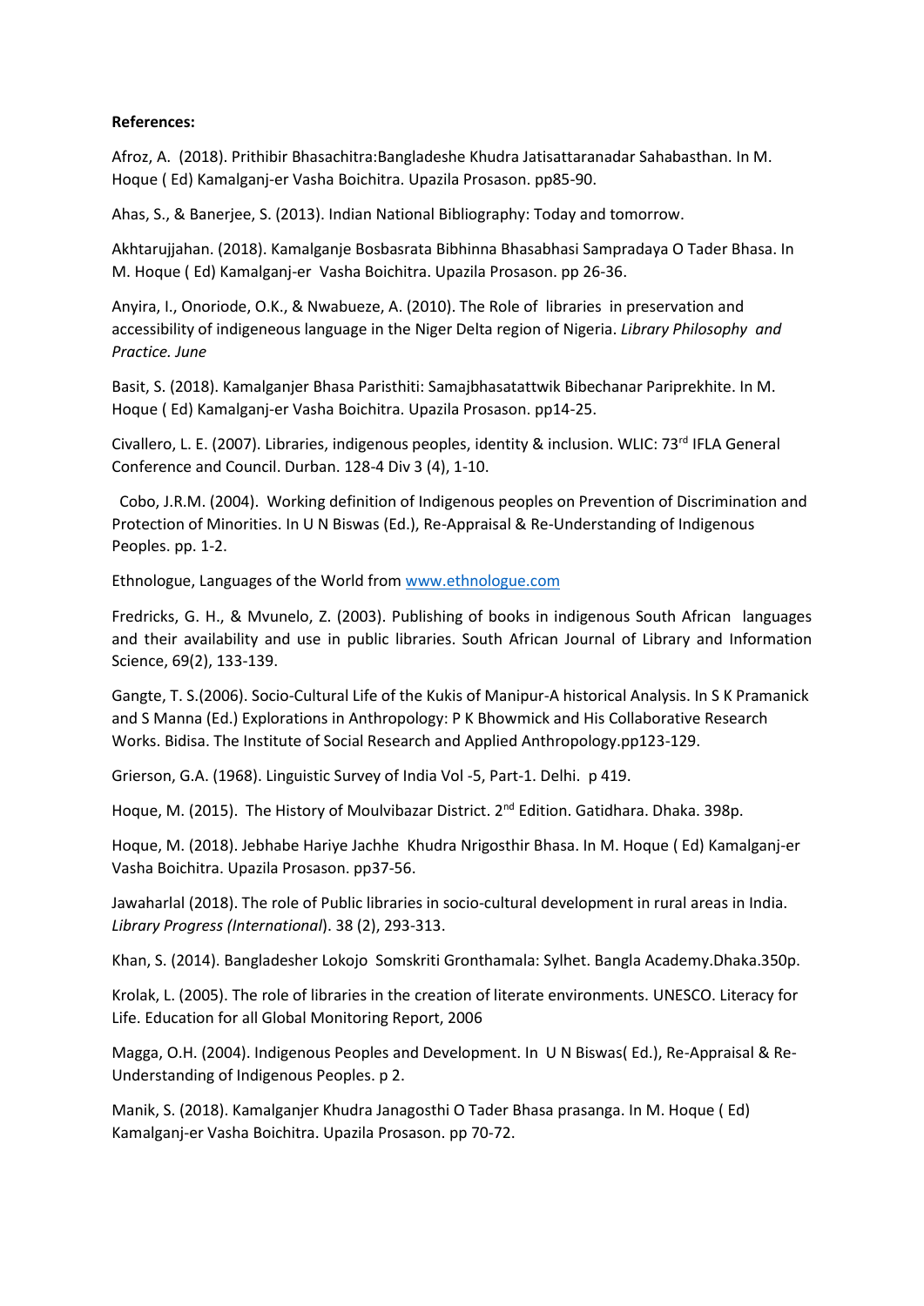**References:**

Afroz, A. (2018). Prithibir Bhasachitra:Bangladeshe Khudra Jatisattaranadar Sahabasthan. In M. Hoque ( Ed) Kamalganj-er Vasha Boichitra. Upazila Prosason. pp85-90.

Ahas, S., & Banerjee, S. (2013). Indian National Bibliography: Today and tomorrow.

Akhtarujjahan. (2018). Kamalganje Bosbasrata Bibhinna Bhasabhasi Sampradaya O Tader Bhasa. In M. Hoque ( Ed) Kamalganj-er Vasha Boichitra. Upazila Prosason. pp 26-36.

Anyira, I., Onoriode, O.K., & Nwabueze, A. (2010). The Role of libraries in preservation and accessibility of indigeneous language in the Niger Delta region of Nigeria. *Library Philosophy and Practice. June*

Basit, S. (2018). Kamalganjer Bhasa Paristhiti: Samajbhasatattwik Bibechanar Pariprekhite. In M. Hoque ( Ed) Kamalganj-er Vasha Boichitra. Upazila Prosason. pp14-25.

Civallero, L. E. (2007). Libraries, indigenous peoples, identity & inclusion. WLIC: 73rd IFLA General Conference and Council. Durban. 128-4 Div 3 (4), 1-10.

Cobo, J.R.M. (2004). Working definition of Indigenous peoples on Prevention of Discrimination and Protection of Minorities. In U N Biswas (Ed.), Re-Appraisal & Re-Understanding of Indigenous Peoples. pp. 1-2.

Ethnologue, Languages of the World from www.ethnologue.com

Fredricks, G. H., & Mvunelo, Z. (2003). Publishing of books in indigenous South African languages and their availability and use in public libraries. South African Journal of Library and Information Science, 69(2), 133-139.

Gangte, T. S.(2006). Socio-Cultural Life of the Kukis of Manipur-A historical Analysis. In S K Pramanick and S Manna (Ed.) Explorations in Anthropology: P K Bhowmick and His Collaborative Research Works. Bidisa. The Institute of Social Research and Applied Anthropology.pp123-129.

Grierson, G.A. (1968). Linguistic Survey of India Vol -5, Part-1. Delhi. p 419.

Hoque, M. (2015). The History of Moulvibazar District. 2nd Edition. Gatidhara. Dhaka. 398p.

Hoque, M. (2018). Jebhabe Hariye Jachhe Khudra Nrigosthir Bhasa. In M. Hoque ( Ed) Kamalganj-er Vasha Boichitra. Upazila Prosason. pp37-56.

Jawaharlal (2018). The role of Public libraries in socio-cultural development in rural areas in India. *Library Progress (International*). 38 (2), 293-313.

Khan, S. (2014). Bangladesher Lokojo Somskriti Gronthamala: Sylhet. Bangla Academy.Dhaka.350p.

Krolak, L. (2005). The role of libraries in the creation of literate environments. UNESCO. Literacy for Life. Education for all Global Monitoring Report, 2006

Magga, O.H. (2004). Indigenous Peoples and Development. In U N Biswas( Ed.), Re-Appraisal & Re-Understanding of Indigenous Peoples. p 2.

Manik, S. (2018). Kamalganjer Khudra Janagosthi O Tader Bhasa prasanga. In M. Hoque ( Ed) Kamalganj-er Vasha Boichitra. Upazila Prosason. pp 70-72.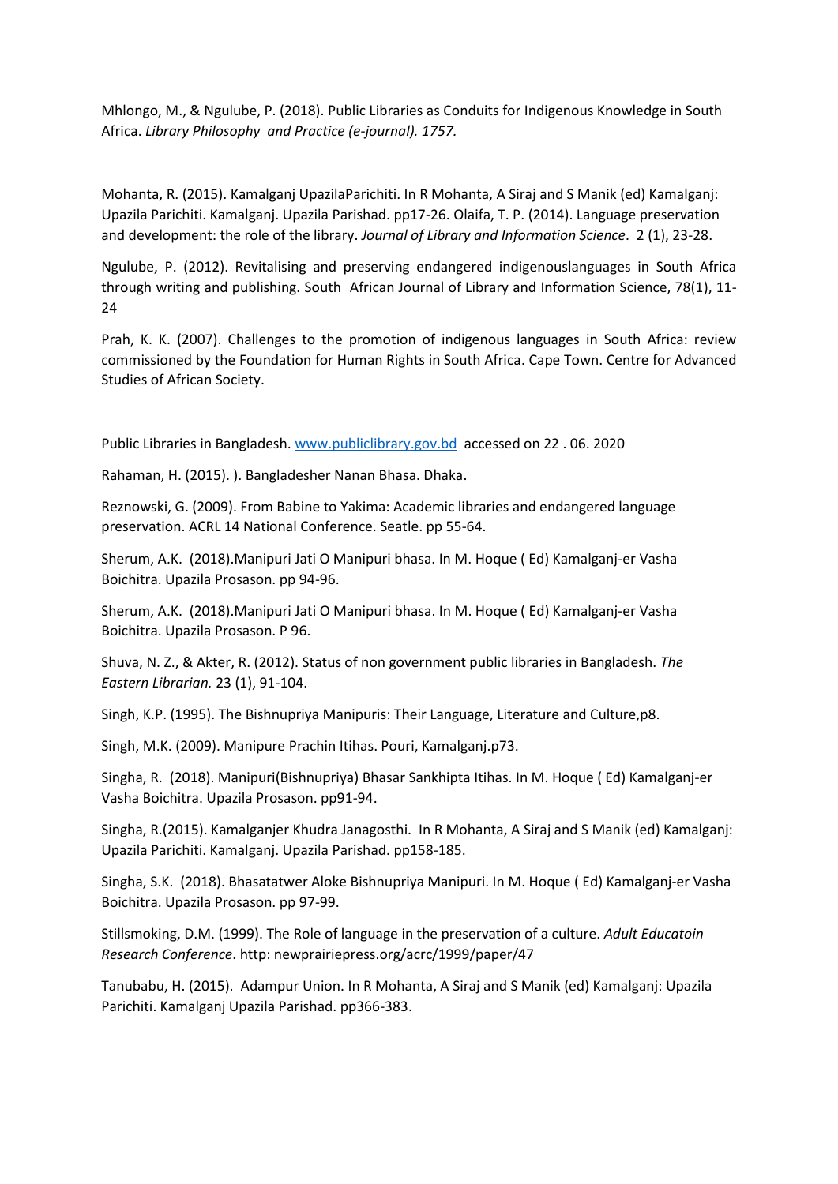Mhlongo, M., & Ngulube, P. (2018). Public Libraries as Conduits for Indigenous Knowledge in South Africa. *Library Philosophy and Practice (e-journal). 1757.*

Mohanta, R. (2015). Kamalganj UpazilaParichiti. In R Mohanta, A Siraj and S Manik (ed) Kamalganj: Upazila Parichiti. Kamalganj. Upazila Parishad. pp17-26. Olaifa, T. P. (2014). Language preservation and development: the role of the library. *Journal of Library and Information Science*. 2 (1), 23-28.

Ngulube, P. (2012). Revitalising and preserving endangered indigenouslanguages in South Africa through writing and publishing. South African Journal of Library and Information Science, 78(1), 11-24

Prah, K. K. (2007). Challenges to the promotion of indigenous languages in South Africa: review commissioned by the Foundation for Human Rights in South Africa. Cape Town. Centre for Advanced Studies of African Society.

Public Libraries in Bangladesh. www.publiclibrary.gov.bd accessed on 22 . 06. 2020

Rahaman, H. (2015). ). Bangladesher Nanan Bhasa. Dhaka.

Reznowski, G. (2009). From Babine to Yakima: Academic libraries and endangered language preservation. ACRL 14 National Conference. Seatle. pp 55-64.

Sherum, A.K. (2018).Manipuri Jati O Manipuri bhasa. In M. Hoque ( Ed) Kamalganj-er Vasha Boichitra. Upazila Prosason. pp 94-96.

Sherum, A.K. (2018).Manipuri Jati O Manipuri bhasa. In M. Hoque ( Ed) Kamalganj-er Vasha Boichitra. Upazila Prosason. P 96.

Shuva, N. Z., & Akter, R. (2012). Status of non government public libraries in Bangladesh. *The Eastern Librarian.* 23 (1), 91-104.

Singh, K.P. (1995). The Bishnupriya Manipuris: Their Language, Literature and Culture,p8.

Singh, M.K. (2009). Manipure Prachin Itihas. Pouri, Kamalganj.p73.

Singha, R. (2018). Manipuri(Bishnupriya) Bhasar Sankhipta Itihas. In M. Hoque ( Ed) Kamalganj-er Vasha Boichitra. Upazila Prosason. pp91-94.

Singha, R.(2015). Kamalganjer Khudra Janagosthi. In R Mohanta, A Siraj and S Manik (ed) Kamalganj: Upazila Parichiti. Kamalganj. Upazila Parishad. pp158-185.

Singha, S.K. (2018). Bhasatatwer Aloke Bishnupriya Manipuri. In M. Hoque ( Ed) Kamalganj-er Vasha Boichitra. Upazila Prosason. pp 97-99.

Stillsmoking, D.M. (1999). The Role of language in the preservation of a culture. *Adult Educatoin Research Conference*. http: newprairiepress.org/acrc/1999/paper/47

Tanubabu, H. (2015). Adampur Union. In R Mohanta, A Siraj and S Manik (ed) Kamalganj: Upazila Parichiti. Kamalganj Upazila Parishad. pp366-383.